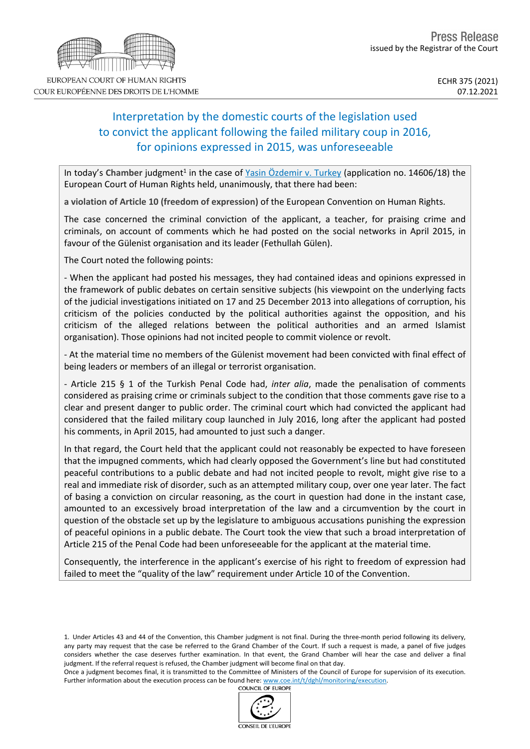Press Release
issued by the Registrar of the Court

EUROPEAN COURT OF HUMAN RIGHTS
COUR EUROPÉENNE DES DROITS DE L'HOMME

ECHR 375 (2021)
07.12.2021

# Interpretation by the domestic courts of the legislation used to convict the applicant following the failed military coup in 2016, for opinions expressed in 2015, was unforeseeable

In today's **Chamber** judgment[1] in the case of Yasin Özdemir v. Turkey (application no. 14606/18) the European Court of Human Rights held, unanimously, that there had been:

**a violation of Article 10 (freedom of expression)** of the European Convention on Human Rights.

The case concerned the criminal conviction of the applicant, a teacher, for praising crime and criminals, on account of comments which he had posted on the social networks in April 2015, in favour of the Gülenist organisation and its leader (Fethullah Gülen).

The Court noted the following points:

- When the applicant had posted his messages, they had contained ideas and opinions expressed in the framework of public debates on certain sensitive subjects (his viewpoint on the underlying facts of the judicial investigations initiated on 17 and 25 December 2013 into allegations of corruption, his criticism of the policies conducted by the political authorities against the opposition, and his criticism of the alleged relations between the political authorities and an armed Islamist organisation). Those opinions had not incited people to commit violence or revolt.

- At the material time no members of the Gülenist movement had been convicted with final effect of being leaders or members of an illegal or terrorist organisation.

- Article 215 § 1 of the Turkish Penal Code had, *inter alia*, made the penalisation of comments considered as praising crime or criminals subject to the condition that those comments gave rise to a clear and present danger to public order. The criminal court which had convicted the applicant had considered that the failed military coup launched in July 2016, long after the applicant had posted his comments, in April 2015, had amounted to just such a danger.

In that regard, the Court held that the applicant could not reasonably be expected to have foreseen that the impugned comments, which had clearly opposed the Government's line but had constituted peaceful contributions to a public debate and had not incited people to revolt, might give rise to a real and immediate risk of disorder, such as an attempted military coup, over one year later. The fact of basing a conviction on circular reasoning, as the court in question had done in the instant case, amounted to an excessively broad interpretation of the law and a circumvention by the court in question of the obstacle set up by the legislature to ambiguous accusations punishing the expression of peaceful opinions in a public debate. The Court took the view that such a broad interpretation of Article 215 of the Penal Code had been unforeseeable for the applicant at the material time.

Consequently, the interference in the applicant's exercise of his right to freedom of expression had failed to meet the "quality of the law" requirement under Article 10 of the Convention.

1. Under Articles 43 and 44 of the Convention, this Chamber judgment is not final. During the three-month period following its delivery, any party may request that the case be referred to the Grand Chamber of the Court. If such a request is made, a panel of five judges considers whether the case deserves further examination. In that event, the Grand Chamber will hear the case and deliver a final judgment. If the referral request is refused, the Chamber judgment will become final on that day.
Once a judgment becomes final, it is transmitted to the Committee of Ministers of the Council of Europe for supervision of its execution. Further information about the execution process can be found here: www.coe.int/t/dghl/monitoring/execution.

COUNCIL OF EUROPE
CONSEIL DE L'EUROPE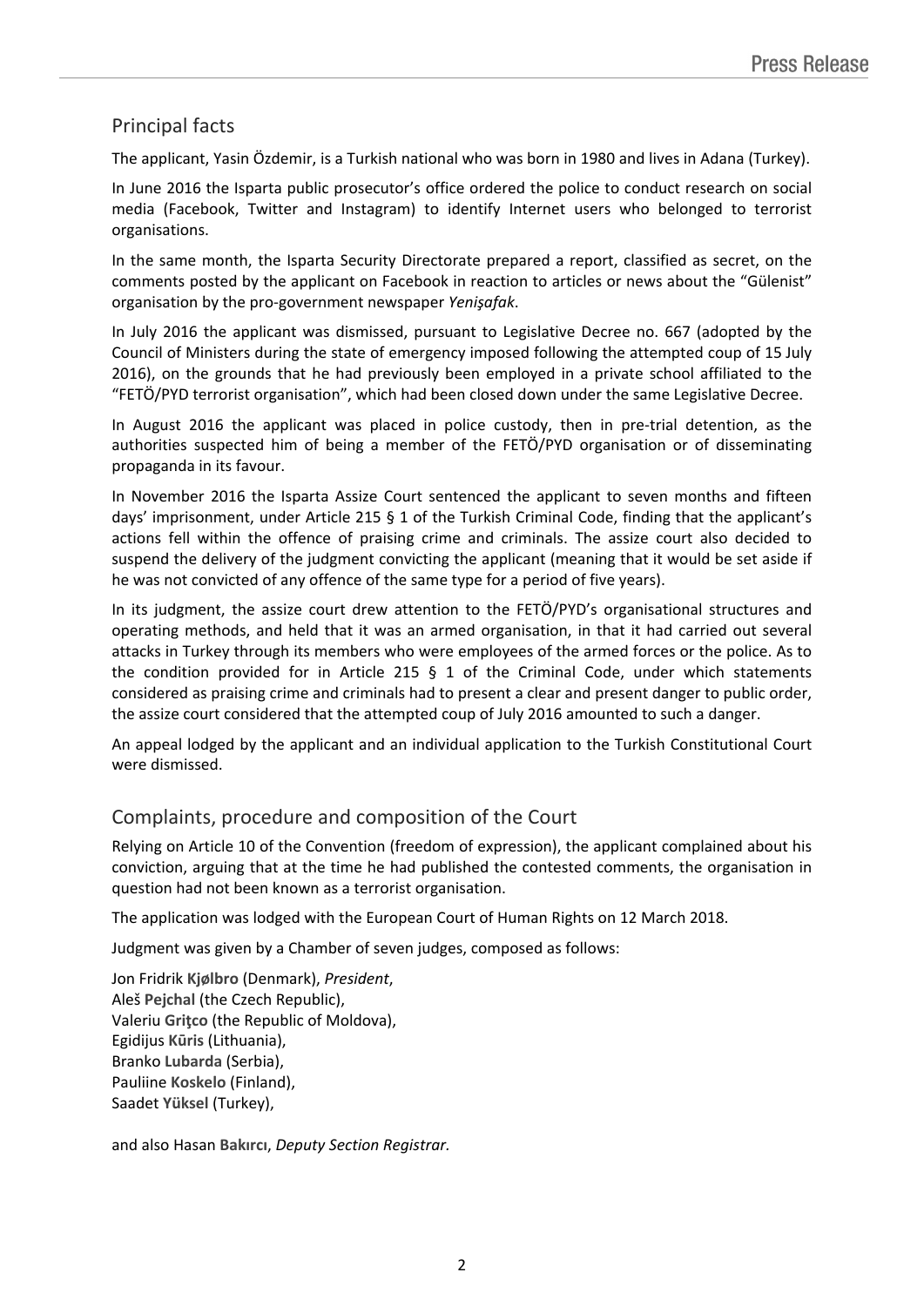## Principal facts

The applicant, Yasin Özdemir, is a Turkish national who was born in 1980 and lives in Adana (Turkey).

In June 2016 the Isparta public prosecutor's office ordered the police to conduct research on social media (Facebook, Twitter and Instagram) to identify Internet users who belonged to terrorist organisations.

In the same month, the Isparta Security Directorate prepared a report, classified as secret, on the comments posted by the applicant on Facebook in reaction to articles or news about the "Gülenist" organisation by the pro-government newspaper *Yenişafak*.

In July 2016 the applicant was dismissed, pursuant to Legislative Decree no. 667 (adopted by the Council of Ministers during the state of emergency imposed following the attempted coup of 15 July 2016), on the grounds that he had previously been employed in a private school affiliated to the "FETÖ/PYD terrorist organisation", which had been closed down under the same Legislative Decree.

In August 2016 the applicant was placed in police custody, then in pre-trial detention, as the authorities suspected him of being a member of the FETÖ/PYD organisation or of disseminating propaganda in its favour.

In November 2016 the Isparta Assize Court sentenced the applicant to seven months and fifteen days' imprisonment, under Article 215 § 1 of the Turkish Criminal Code, finding that the applicant's actions fell within the offence of praising crime and criminals. The assize court also decided to suspend the delivery of the judgment convicting the applicant (meaning that it would be set aside if he was not convicted of any offence of the same type for a period of five years).

In its judgment, the assize court drew attention to the FETÖ/PYD's organisational structures and operating methods, and held that it was an armed organisation, in that it had carried out several attacks in Turkey through its members who were employees of the armed forces or the police. As to the condition provided for in Article 215 § 1 of the Criminal Code, under which statements considered as praising crime and criminals had to present a clear and present danger to public order, the assize court considered that the attempted coup of July 2016 amounted to such a danger.

An appeal lodged by the applicant and an individual application to the Turkish Constitutional Court were dismissed.

## Complaints, procedure and composition of the Court

Relying on Article 10 of the Convention (freedom of expression), the applicant complained about his conviction, arguing that at the time he had published the contested comments, the organisation in question had not been known as a terrorist organisation.

The application was lodged with the European Court of Human Rights on 12 March 2018.

Judgment was given by a Chamber of seven judges, composed as follows:

Jon Fridrik **Kjølbro** (Denmark), *President*,
Aleš **Pejchal** (the Czech Republic),
Valeriu **Griţco** (the Republic of Moldova),
Egidijus **Kūris** (Lithuania),
Branko **Lubarda** (Serbia),
Pauliine **Koskelo** (Finland),
Saadet **Yüksel** (Turkey),

and also Hasan **Bakırcı**, *Deputy Section Registrar.*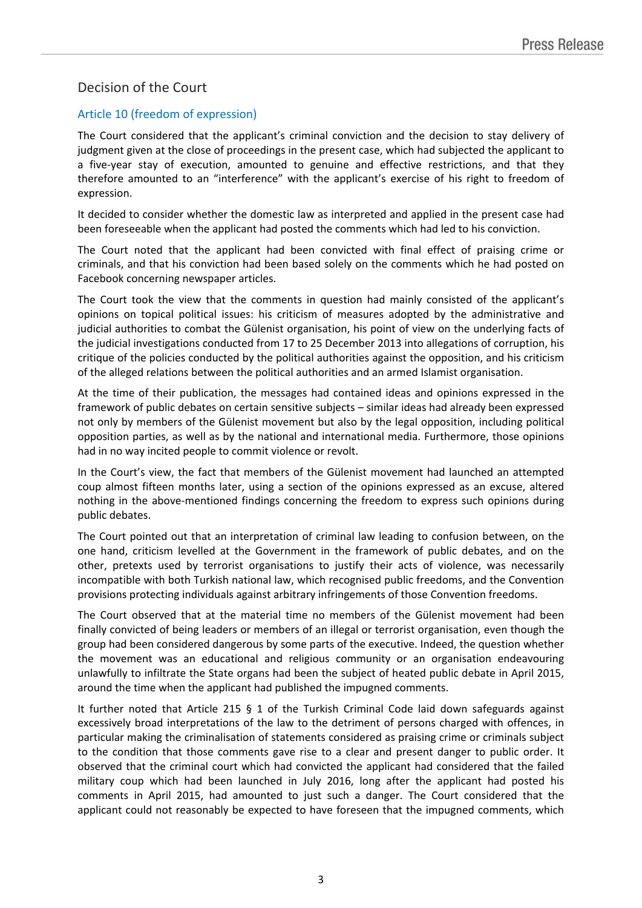## Decision of the Court

### Article 10 (freedom of expression)

The Court considered that the applicant's criminal conviction and the decision to stay delivery of judgment given at the close of proceedings in the present case, which had subjected the applicant to a five-year stay of execution, amounted to genuine and effective restrictions, and that they therefore amounted to an "interference" with the applicant's exercise of his right to freedom of expression.

It decided to consider whether the domestic law as interpreted and applied in the present case had been foreseeable when the applicant had posted the comments which had led to his conviction.

The Court noted that the applicant had been convicted with final effect of praising crime or criminals, and that his conviction had been based solely on the comments which he had posted on Facebook concerning newspaper articles.

The Court took the view that the comments in question had mainly consisted of the applicant's opinions on topical political issues: his criticism of measures adopted by the administrative and judicial authorities to combat the Gülenist organisation, his point of view on the underlying facts of the judicial investigations conducted from 17 to 25 December 2013 into allegations of corruption, his critique of the policies conducted by the political authorities against the opposition, and his criticism of the alleged relations between the political authorities and an armed Islamist organisation.

At the time of their publication, the messages had contained ideas and opinions expressed in the framework of public debates on certain sensitive subjects – similar ideas had already been expressed not only by members of the Gülenist movement but also by the legal opposition, including political opposition parties, as well as by the national and international media. Furthermore, those opinions had in no way incited people to commit violence or revolt.

In the Court's view, the fact that members of the Gülenist movement had launched an attempted coup almost fifteen months later, using a section of the opinions expressed as an excuse, altered nothing in the above-mentioned findings concerning the freedom to express such opinions during public debates.

The Court pointed out that an interpretation of criminal law leading to confusion between, on the one hand, criticism levelled at the Government in the framework of public debates, and on the other, pretexts used by terrorist organisations to justify their acts of violence, was necessarily incompatible with both Turkish national law, which recognised public freedoms, and the Convention provisions protecting individuals against arbitrary infringements of those Convention freedoms.

The Court observed that at the material time no members of the Gülenist movement had been finally convicted of being leaders or members of an illegal or terrorist organisation, even though the group had been considered dangerous by some parts of the executive. Indeed, the question whether the movement was an educational and religious community or an organisation endeavouring unlawfully to infiltrate the State organs had been the subject of heated public debate in April 2015, around the time when the applicant had published the impugned comments.

It further noted that Article 215 § 1 of the Turkish Criminal Code laid down safeguards against excessively broad interpretations of the law to the detriment of persons charged with offences, in particular making the criminalisation of statements considered as praising crime or criminals subject to the condition that those comments gave rise to a clear and present danger to public order. It observed that the criminal court which had convicted the applicant had considered that the failed military coup which had been launched in July 2016, long after the applicant had posted his comments in April 2015, had amounted to just such a danger. The Court considered that the applicant could not reasonably be expected to have foreseen that the impugned comments, which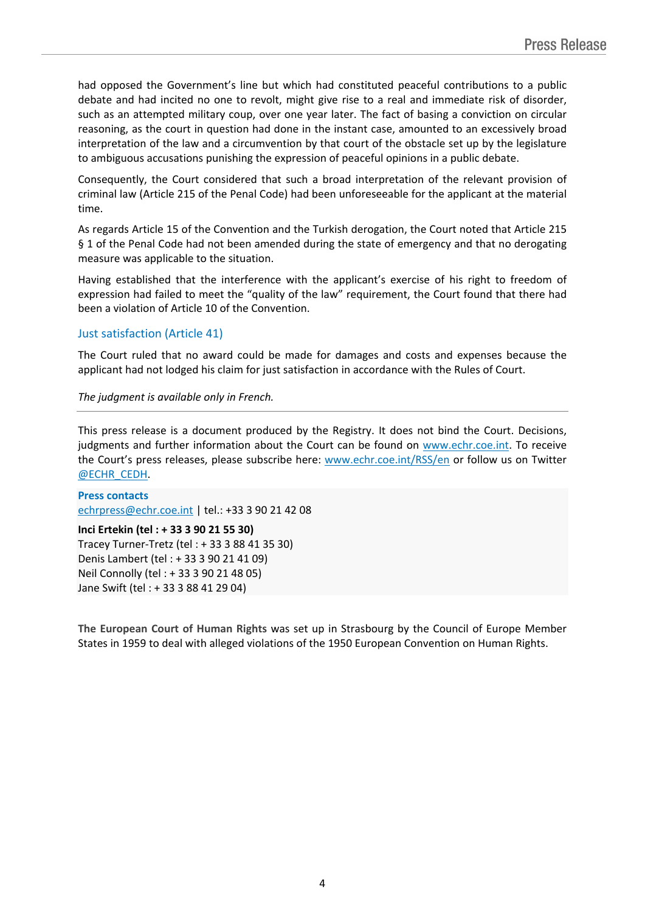had opposed the Government's line but which had constituted peaceful contributions to a public debate and had incited no one to revolt, might give rise to a real and immediate risk of disorder, such as an attempted military coup, over one year later. The fact of basing a conviction on circular reasoning, as the court in question had done in the instant case, amounted to an excessively broad interpretation of the law and a circumvention by that court of the obstacle set up by the legislature to ambiguous accusations punishing the expression of peaceful opinions in a public debate.

Consequently, the Court considered that such a broad interpretation of the relevant provision of criminal law (Article 215 of the Penal Code) had been unforeseeable for the applicant at the material time.

As regards Article 15 of the Convention and the Turkish derogation, the Court noted that Article 215 § 1 of the Penal Code had not been amended during the state of emergency and that no derogating measure was applicable to the situation.

Having established that the interference with the applicant's exercise of his right to freedom of expression had failed to meet the "quality of the law" requirement, the Court found that there had been a violation of Article 10 of the Convention.

## Just satisfaction (Article 41)

The Court ruled that no award could be made for damages and costs and expenses because the applicant had not lodged his claim for just satisfaction in accordance with the Rules of Court.

*The judgment is available only in French.*

---

This press release is a document produced by the Registry. It does not bind the Court. Decisions, judgments and further information about the Court can be found on www.echr.coe.int. To receive the Court's press releases, please subscribe here: www.echr.coe.int/RSS/en or follow us on Twitter @ECHR_CEDH.

**Press contacts**
echrpress@echr.coe.int | tel.: +33 3 90 21 42 08

**Inci Ertekin (tel : + 33 3 90 21 55 30)**
Tracey Turner-Tretz (tel : + 33 3 88 41 35 30)
Denis Lambert (tel : + 33 3 90 21 41 09)
Neil Connolly (tel : + 33 3 90 21 48 05)
Jane Swift (tel : + 33 3 88 41 29 04)

**The European Court of Human Rights** was set up in Strasbourg by the Council of Europe Member States in 1959 to deal with alleged violations of the 1950 European Convention on Human Rights.